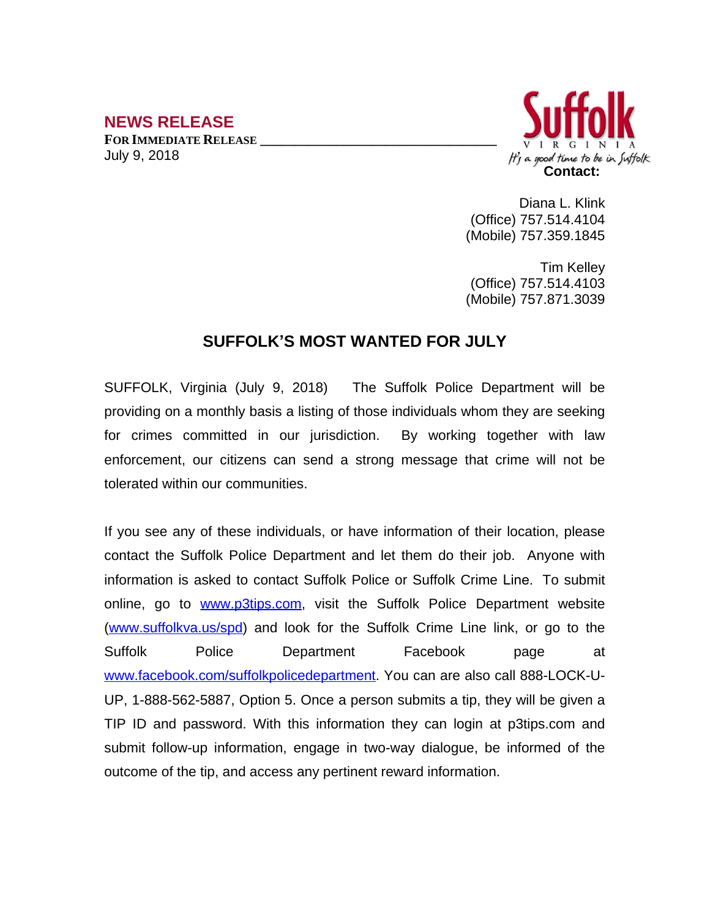## NEWS RELEASE

**FOR IMMEDIATE RELEASE**
July 9, 2018

Suffolk
VIRGINIA
It's a good time to be in Suffolk

**Contact:**

Diana L. Klink
(Office) 757.514.4104
(Mobile) 757.359.1845

Tim Kelley
(Office) 757.514.4103
(Mobile) 757.871.3039

# SUFFOLK'S MOST WANTED FOR JULY

SUFFOLK, Virginia (July 9, 2018) The Suffolk Police Department will be providing on a monthly basis a listing of those individuals whom they are seeking for crimes committed in our jurisdiction. By working together with law enforcement, our citizens can send a strong message that crime will not be tolerated within our communities.

If you see any of these individuals, or have information of their location, please contact the Suffolk Police Department and let them do their job. Anyone with information is asked to contact Suffolk Police or Suffolk Crime Line. To submit online, go to www.p3tips.com, visit the Suffolk Police Department website (www.suffolkva.us/spd) and look for the Suffolk Crime Line link, or go to the Suffolk Police Department Facebook page at www.facebook.com/suffolkpolicedepartment. You can are also call 888-LOCK-U-UP, 1-888-562-5887, Option 5. Once a person submits a tip, they will be given a TIP ID and password. With this information they can login at p3tips.com and submit follow-up information, engage in two-way dialogue, be informed of the outcome of the tip, and access any pertinent reward information.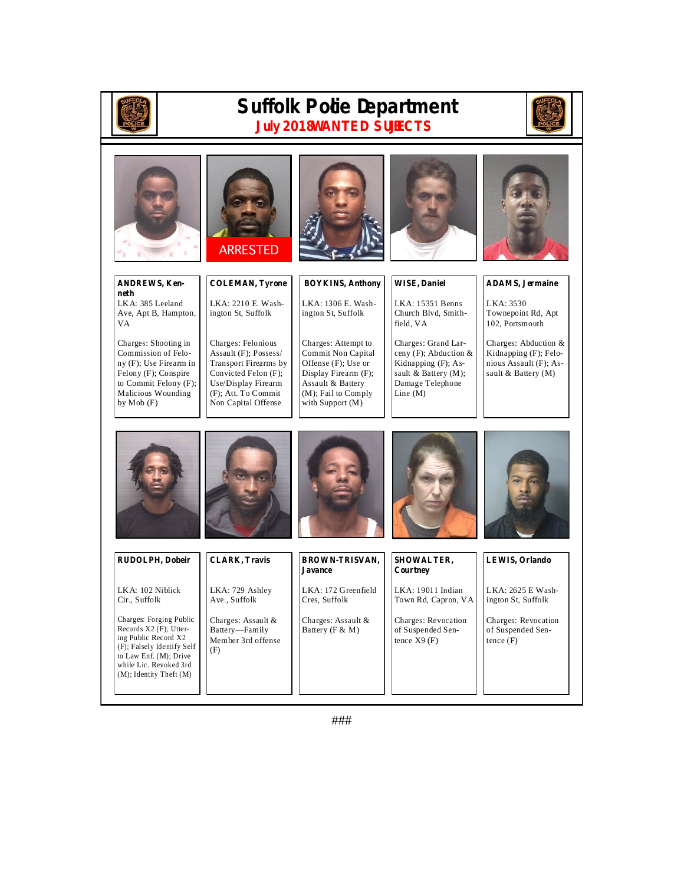# Suffolk Police Department

## July 2018 WANTED SUBJECTS

ARRESTED

**ANDREWS, Kenneth**
LKA: 385 Leeland Ave, Apt B, Hampton, VA

Charges: Shooting in Commission of Felony (F); Use Firearm in Felony (F); Conspire to Commit Felony (F); Malicious Wounding by Mob (F)

**COLEMAN, Tyrone**
LKA: 2210 E. Washington St, Suffolk

Charges: Felonious Assault (F); Possess/Transport Firearms by Convicted Felon (F); Use/Display Firearm (F); Att. To Commit Non Capital Offense

**BOYKINS, Anthony**
LKA: 1306 E. Washington St, Suffolk

Charges: Attempt to Commit Non Capital Offense (F); Use or Display Firearm (F); Assault & Battery (M); Fail to Comply with Support (M)

**WISE, Daniel**
LKA: 15351 Benns Church Blvd, Smithfield, VA

Charges: Grand Larceny (F); Abduction & Kidnapping (F); Assault & Battery (M); Damage Telephone Line (M)

**ADAMS, Jermaine**
LKA: 3530 Townepoint Rd, Apt 102, Portsmouth

Charges: Abduction & Kidnapping (F); Felonious Assault (F); Assault & Battery (M)

**RUDOLPH, Dobeir**
LKA: 102 Niblick Cir., Suffolk

Charges: Forging Public Records X2 (F); Uttering Public Record X2 (F); Falsely Identify Self to Law Enf. (M); Drive while Lic. Revoked 3rd (M); Identity Theft (M)

**CLARK, Travis**
LKA: 729 Ashley Ave., Suffolk

Charges: Assault & Battery—Family Member 3rd offense (F)

**BROWN-TRISVAN, Javance**
LKA: 172 Greenfield Cres, Suffolk

Charges: Assault & Battery (F & M)

**SHOWALTER, Courtney**
LKA: 19011 Indian Town Rd, Capron, VA

Charges: Revocation of Suspended Sentence X9 (F)

**LEWIS, Orlando**
LKA: 2625 E Washington St, Suffolk

Charges: Revocation of Suspended Sentence (F)

###